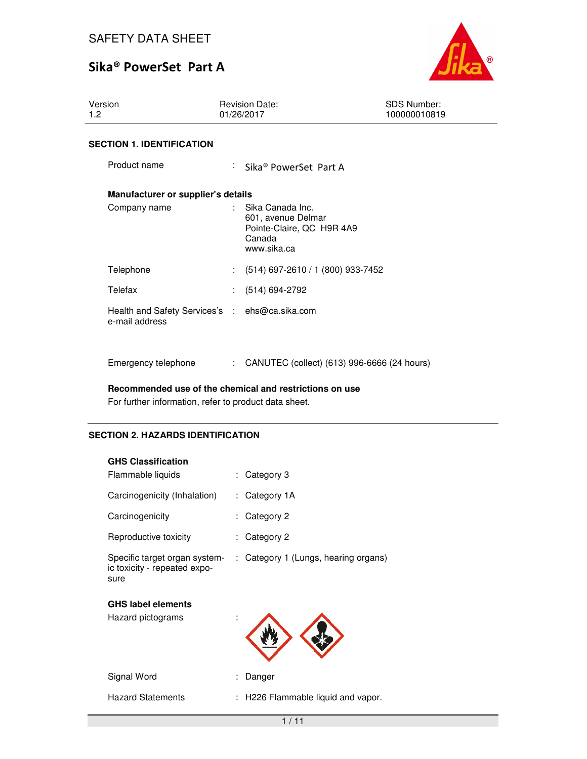# SAFETY DATA SHEET

## Sika® PowerSet Part A

| Version | Revision Date: | SDS Number: |
|---|---|---|
| 1.2 | 01/26/2017 | 100000010819 |

### SECTION 1. IDENTIFICATION

Product name : Sika® PowerSet Part A

**Manufacturer or supplier's details**

Company name : Sika Canada Inc.
601, avenue Delmar
Pointe-Claire, QC H9R 4A9
Canada
www.sika.ca

Telephone : (514) 697-2610 / 1 (800) 933-7452

Telefax : (514) 694-2792

Health and Safety Services's e-mail address : ehs@ca.sika.com

Emergency telephone : CANUTEC (collect) (613) 996-6666 (24 hours)

**Recommended use of the chemical and restrictions on use**

For further information, refer to product data sheet.

### SECTION 2. HAZARDS IDENTIFICATION

**GHS Classification**

Flammable liquids : Category 3

Carcinogenicity (Inhalation) : Category 1A

Carcinogenicity : Category 2

Reproductive toxicity : Category 2

Specific target organ systemic toxicity - repeated exposure : Category 1 (Lungs, hearing organs)

**GHS label elements**

Hazard pictograms :

Signal Word : Danger

Hazard Statements : H226 Flammable liquid and vapor.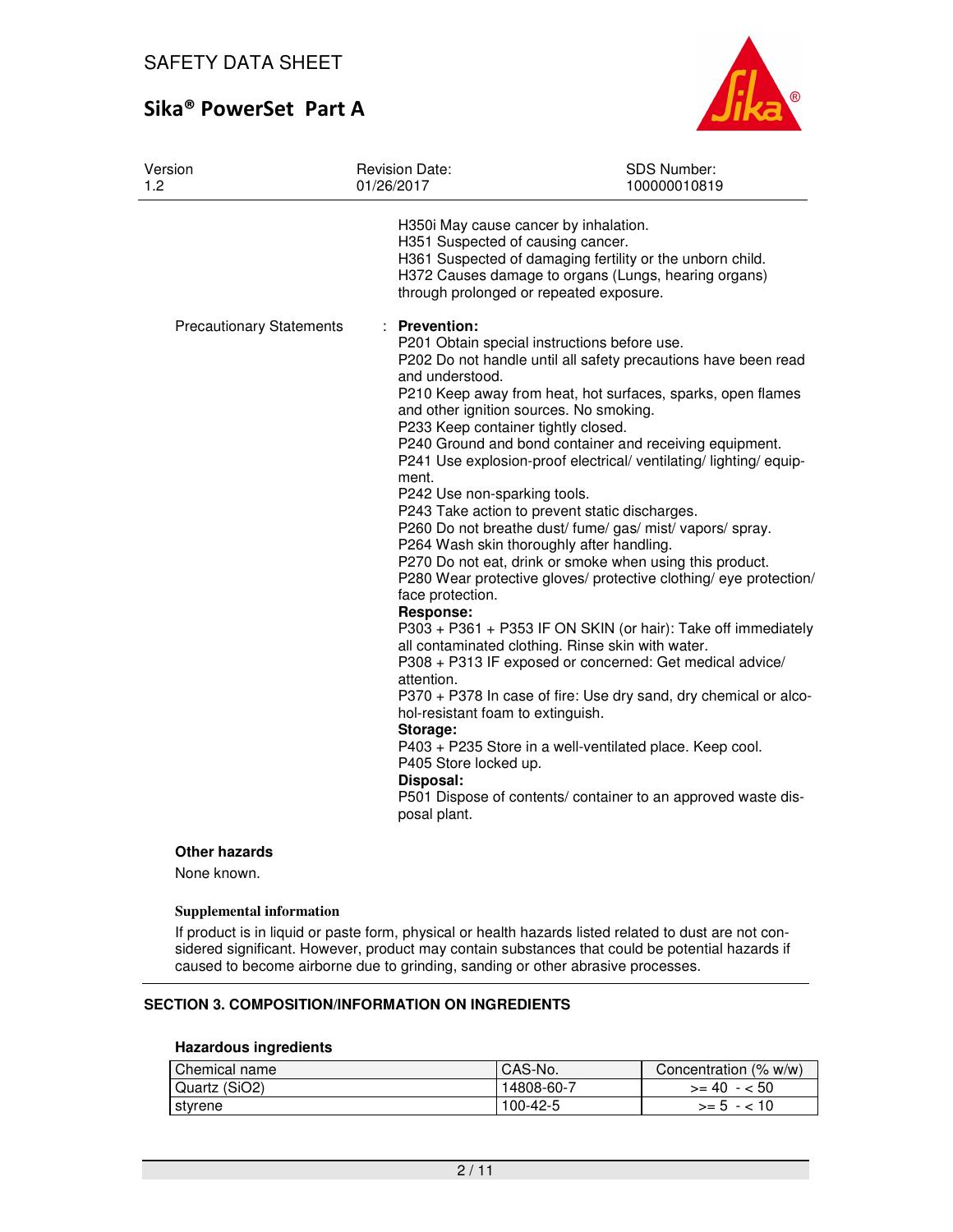H350i May cause cancer by inhalation.
H351 Suspected of causing cancer.
H361 Suspected of damaging fertility or the unborn child.
H372 Causes damage to organs (Lungs, hearing organs) through prolonged or repeated exposure.

Precautionary Statements : **Prevention:**
P201 Obtain special instructions before use.
P202 Do not handle until all safety precautions have been read and understood.
P210 Keep away from heat, hot surfaces, sparks, open flames and other ignition sources. No smoking.
P233 Keep container tightly closed.
P240 Ground and bond container and receiving equipment.
P241 Use explosion-proof electrical/ ventilating/ lighting/ equipment.
P242 Use non-sparking tools.
P243 Take action to prevent static discharges.
P260 Do not breathe dust/ fume/ gas/ mist/ vapors/ spray.
P264 Wash skin thoroughly after handling.
P270 Do not eat, drink or smoke when using this product.
P280 Wear protective gloves/ protective clothing/ eye protection/ face protection.
**Response:**
P303 + P361 + P353 IF ON SKIN (or hair): Take off immediately all contaminated clothing. Rinse skin with water.
P308 + P313 IF exposed or concerned: Get medical advice/ attention.
P370 + P378 In case of fire: Use dry sand, dry chemical or alcohol-resistant foam to extinguish.
**Storage:**
P403 + P235 Store in a well-ventilated place. Keep cool.
P405 Store locked up.
**Disposal:**
P501 Dispose of contents/ container to an approved waste disposal plant.

**Other hazards**

None known.

**Supplemental information**

If product is in liquid or paste form, physical or health hazards listed related to dust are not considered significant. However, product may contain substances that could be potential hazards if caused to become airborne due to grinding, sanding or other abrasive processes.

## SECTION 3. COMPOSITION/INFORMATION ON INGREDIENTS

**Hazardous ingredients**

| Chemical name | CAS-No. | Concentration (% w/w) |
|---|---|---|
| Quartz (SiO2) | 14808-60-7 | >= 40 - < 50 |
| styrene | 100-42-5 | >= 5 - < 10 |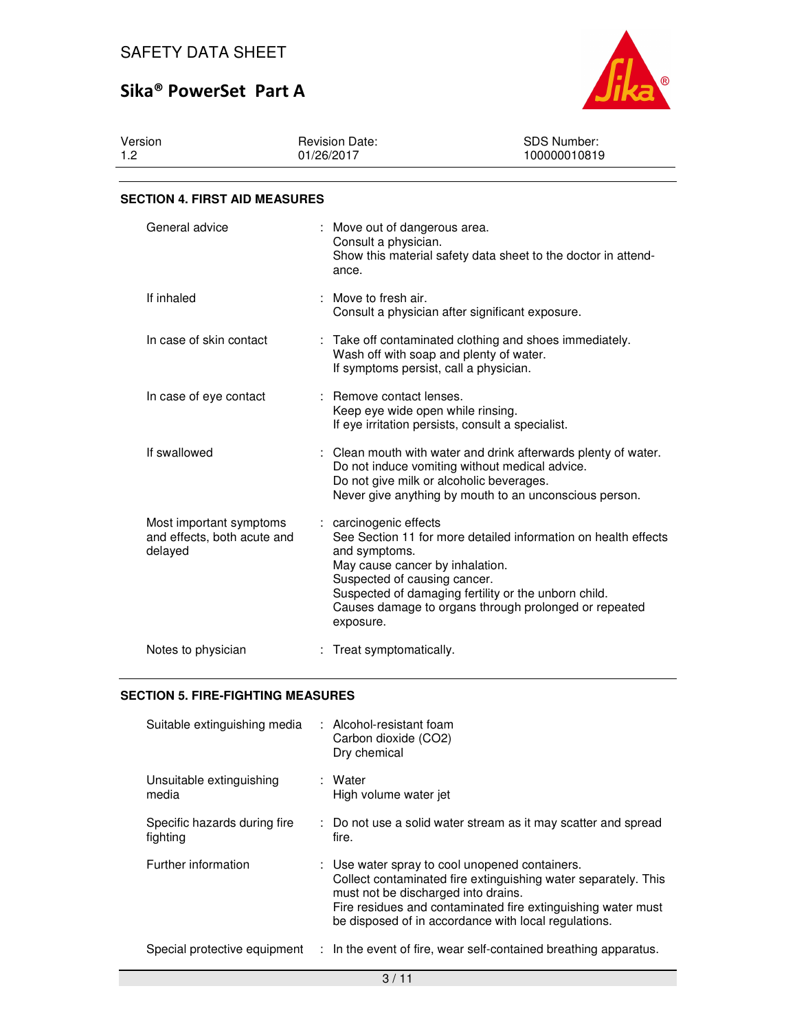## SECTION 4. FIRST AID MEASURES

| | |
|---|---|
| General advice | Move out of dangerous area.<br>Consult a physician.<br>Show this material safety data sheet to the doctor in attendance. |
| If inhaled | Move to fresh air.<br>Consult a physician after significant exposure. |
| In case of skin contact | Take off contaminated clothing and shoes immediately.<br>Wash off with soap and plenty of water.<br>If symptoms persist, call a physician. |
| In case of eye contact | Remove contact lenses.<br>Keep eye wide open while rinsing.<br>If eye irritation persists, consult a specialist. |
| If swallowed | Clean mouth with water and drink afterwards plenty of water.<br>Do not induce vomiting without medical advice.<br>Do not give milk or alcoholic beverages.<br>Never give anything by mouth to an unconscious person. |
| Most important symptoms and effects, both acute and delayed | carcinogenic effects<br>See Section 11 for more detailed information on health effects and symptoms.<br>May cause cancer by inhalation.<br>Suspected of causing cancer.<br>Suspected of damaging fertility or the unborn child.<br>Causes damage to organs through prolonged or repeated exposure. |
| Notes to physician | Treat symptomatically. |

## SECTION 5. FIRE-FIGHTING MEASURES

| | |
|---|---|
| Suitable extinguishing media | Alcohol-resistant foam<br>Carbon dioxide ($CO_2$)<br>Dry chemical |
| Unsuitable extinguishing media | Water<br>High volume water jet |
| Specific hazards during fire fighting | Do not use a solid water stream as it may scatter and spread fire. |
| Further information | Use water spray to cool unopened containers.<br>Collect contaminated fire extinguishing water separately. This must not be discharged into drains.<br>Fire residues and contaminated fire extinguishing water must be disposed of in accordance with local regulations. |
| Special protective equipment | In the event of fire, wear self-contained breathing apparatus. |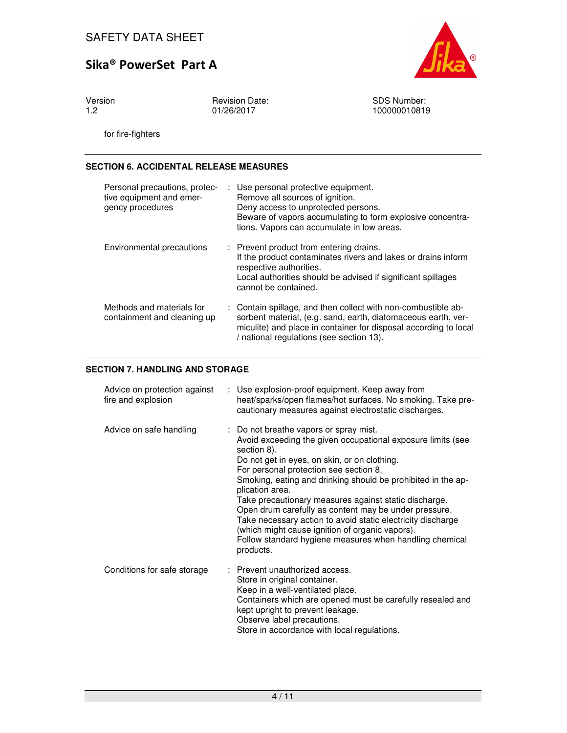for fire-fighters

## SECTION 6. ACCIDENTAL RELEASE MEASURES

| | |
|---|---|
| Personal precautions, protective equipment and emergency procedures | : Use personal protective equipment.<br>Remove all sources of ignition.<br>Deny access to unprotected persons.<br>Beware of vapors accumulating to form explosive concentrations. Vapors can accumulate in low areas. |
| Environmental precautions | : Prevent product from entering drains.<br>If the product contaminates rivers and lakes or drains inform respective authorities.<br>Local authorities should be advised if significant spillages cannot be contained. |
| Methods and materials for containment and cleaning up | : Contain spillage, and then collect with non-combustible absorbent material, (e.g. sand, earth, diatomaceous earth, vermiculite) and place in container for disposal according to local / national regulations (see section 13). |

## SECTION 7. HANDLING AND STORAGE

| | |
|---|---|
| Advice on protection against fire and explosion | : Use explosion-proof equipment. Keep away from heat/sparks/open flames/hot surfaces. No smoking. Take precautionary measures against electrostatic discharges. |
| Advice on safe handling | : Do not breathe vapors or spray mist.<br>Avoid exceeding the given occupational exposure limits (see section 8).<br>Do not get in eyes, on skin, or on clothing.<br>For personal protection see section 8.<br>Smoking, eating and drinking should be prohibited in the application area.<br>Take precautionary measures against static discharge.<br>Open drum carefully as content may be under pressure.<br>Take necessary action to avoid static electricity discharge (which might cause ignition of organic vapors).<br>Follow standard hygiene measures when handling chemical products. |
| Conditions for safe storage | : Prevent unauthorized access.<br>Store in original container.<br>Keep in a well-ventilated place.<br>Containers which are opened must be carefully resealed and kept upright to prevent leakage.<br>Observe label precautions.<br>Store in accordance with local regulations. |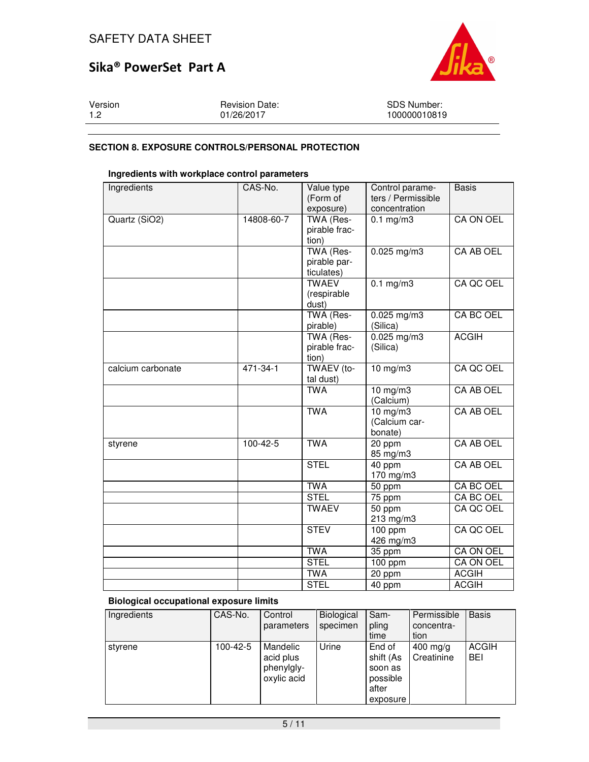## SECTION 8. EXPOSURE CONTROLS/PERSONAL PROTECTION

### Ingredients with workplace control parameters

| Ingredients | CAS-No. | Value type (Form of exposure) | Control parameters / Permissible concentration | Basis |
|---|---|---|---|---|
| Quartz (SiO2) | 14808-60-7 | TWA (Respirable fraction) | 0.1 mg/m3 | CA ON OEL |
| | | TWA (Respirable particulates) | 0.025 mg/m3 | CA AB OEL |
| | | TWAEV (respirable dust) | 0.1 mg/m3 | CA QC OEL |
| | | TWA (Respirable) | 0.025 mg/m3 (Silica) | CA BC OEL |
| | | TWA (Respirable fraction) | 0.025 mg/m3 (Silica) | ACGIH |
| calcium carbonate | 471-34-1 | TWAEV (total dust) | 10 mg/m3 | CA QC OEL |
| | | TWA | 10 mg/m3 (Calcium) | CA AB OEL |
| | | TWA | 10 mg/m3 (Calcium carbonate) | CA AB OEL |
| styrene | 100-42-5 | TWA | 20 ppm 85 mg/m3 | CA AB OEL |
| | | STEL | 40 ppm 170 mg/m3 | CA AB OEL |
| | | TWA | 50 ppm | CA BC OEL |
| | | STEL | 75 ppm | CA BC OEL |
| | | TWAEV | 50 ppm 213 mg/m3 | CA QC OEL |
| | | STEV | 100 ppm 426 mg/m3 | CA QC OEL |
| | | TWA | 35 ppm | CA ON OEL |
| | | STEL | 100 ppm | CA ON OEL |
| | | TWA | 20 ppm | ACGIH |
| | | STEL | 40 ppm | ACGIH |

### Biological occupational exposure limits

| Ingredients | CAS-No. | Control parameters | Biological specimen | Sampling time | Permissible concentration | Basis |
|---|---|---|---|---|---|---|
| styrene | 100-42-5 | Mandelic acid plus phenylglyoxylic acid | Urine | End of shift (As soon as possible after exposure | 400 mg/g Creatinine | ACGIH BEI |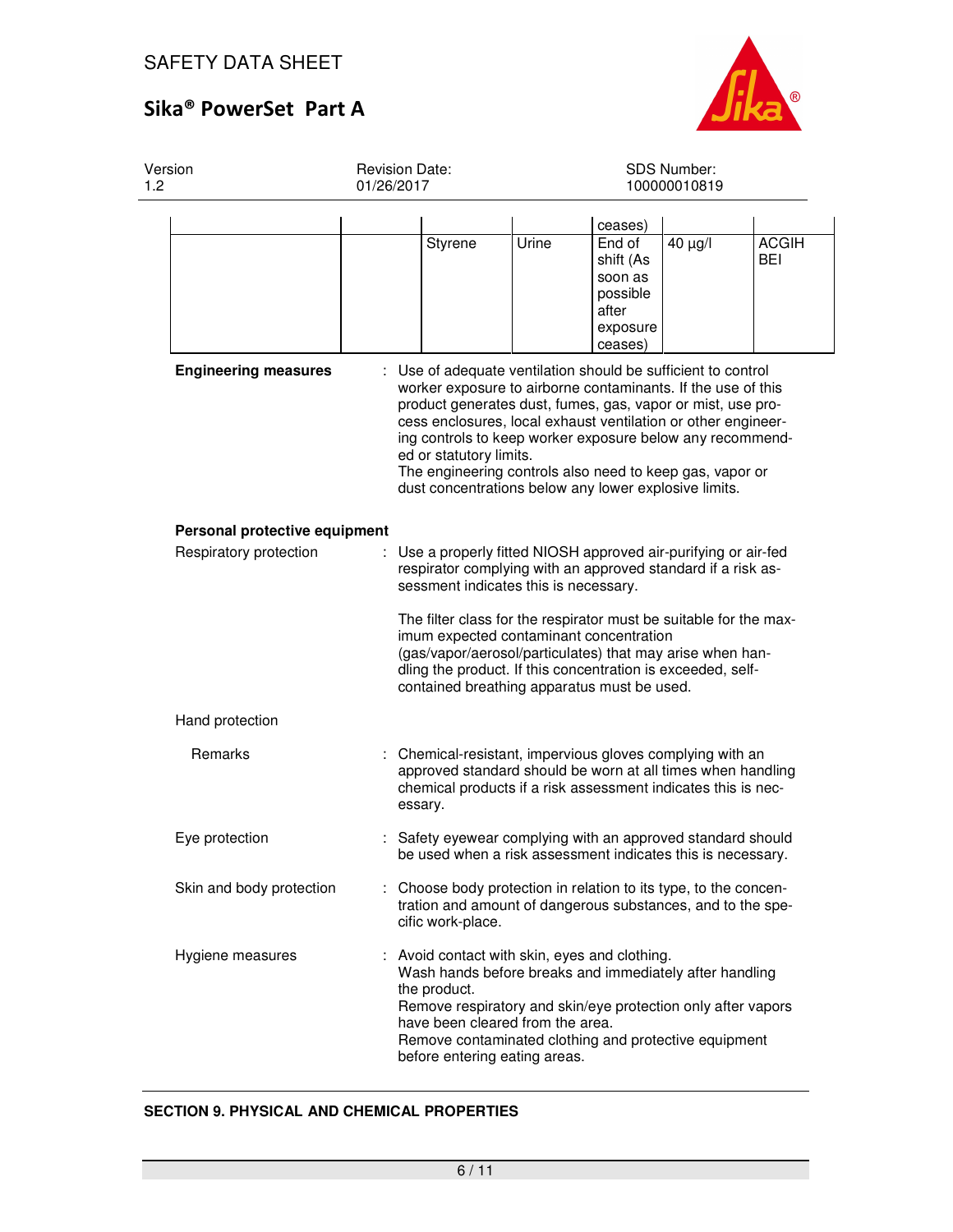| | | | | ceases) | | |
|---|---|---|---|---|---|---|
| | | Styrene | Urine | End of shift (As soon as possible after exposure ceases) | 40 µg/l | ACGIH BEI |

**Engineering measures** : Use of adequate ventilation should be sufficient to control worker exposure to airborne contaminants. If the use of this product generates dust, fumes, gas, vapor or mist, use process enclosures, local exhaust ventilation or other engineering controls to keep worker exposure below any recommended or statutory limits.
The engineering controls also need to keep gas, vapor or dust concentrations below any lower explosive limits.

**Personal protective equipment**

Respiratory protection : Use a properly fitted NIOSH approved air-purifying or air-fed respirator complying with an approved standard if a risk assessment indicates this is necessary.

The filter class for the respirator must be suitable for the maximum expected contaminant concentration (gas/vapor/aerosol/particulates) that may arise when handling the product. If this concentration is exceeded, self-contained breathing apparatus must be used.

Hand protection

Remarks : Chemical-resistant, impervious gloves complying with an approved standard should be worn at all times when handling chemical products if a risk assessment indicates this is necessary.

Eye protection : Safety eyewear complying with an approved standard should be used when a risk assessment indicates this is necessary.

Skin and body protection : Choose body protection in relation to its type, to the concentration and amount of dangerous substances, and to the specific work-place.

Hygiene measures : Avoid contact with skin, eyes and clothing.
Wash hands before breaks and immediately after handling the product.
Remove respiratory and skin/eye protection only after vapors have been cleared from the area.
Remove contaminated clothing and protective equipment before entering eating areas.

## SECTION 9. PHYSICAL AND CHEMICAL PROPERTIES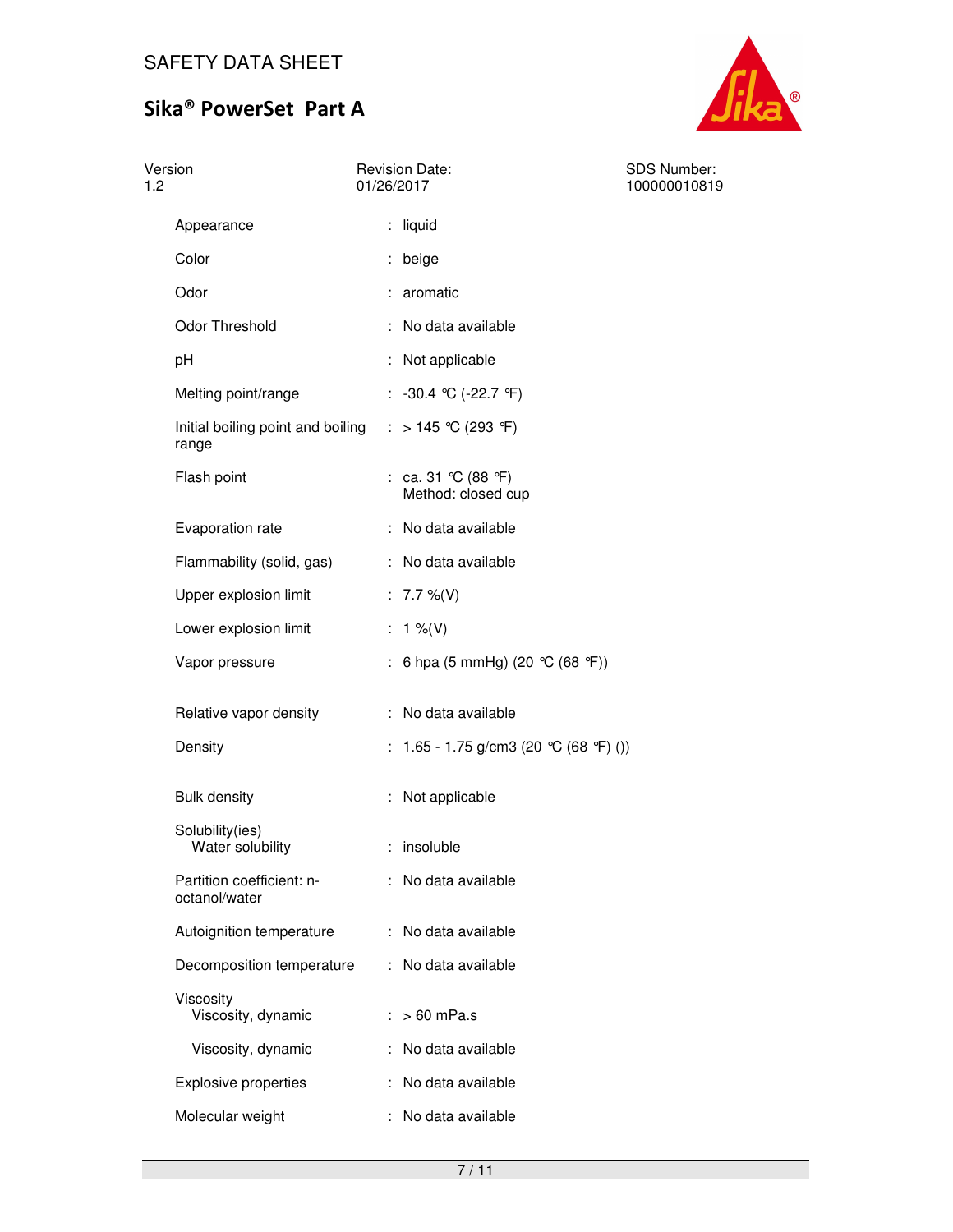| Property | | Value |
|---|---|---|
| Appearance | : | liquid |
| Color | : | beige |
| Odor | : | aromatic |
| Odor Threshold | : | No data available |
| pH | : | Not applicable |
| Melting point/range | : | -30.4 °C (-22.7 °F) |
| Initial boiling point and boiling range | : | > 145 °C (293 °F) |
| Flash point | : | ca. 31 °C (88 °F)<br>Method: closed cup |
| Evaporation rate | : | No data available |
| Flammability (solid, gas) | : | No data available |
| Upper explosion limit | : | 7.7 %(V) |
| Lower explosion limit | : | 1 %(V) |
| Vapor pressure | : | 6 hpa (5 mmHg) (20 °C (68 °F)) |
| Relative vapor density | : | No data available |
| Density | : | 1.65 - 1.75 g/cm3 (20 °C (68 °F) ()) |
| Bulk density | : | Not applicable |
| Solubility(ies)<br>Water solubility | : | insoluble |
| Partition coefficient: n-octanol/water | : | No data available |
| Autoignition temperature | : | No data available |
| Decomposition temperature | : | No data available |
| Viscosity<br>Viscosity, dynamic | : | > 60 mPa.s |
| Viscosity, dynamic | : | No data available |
| Explosive properties | : | No data available |
| Molecular weight | : | No data available |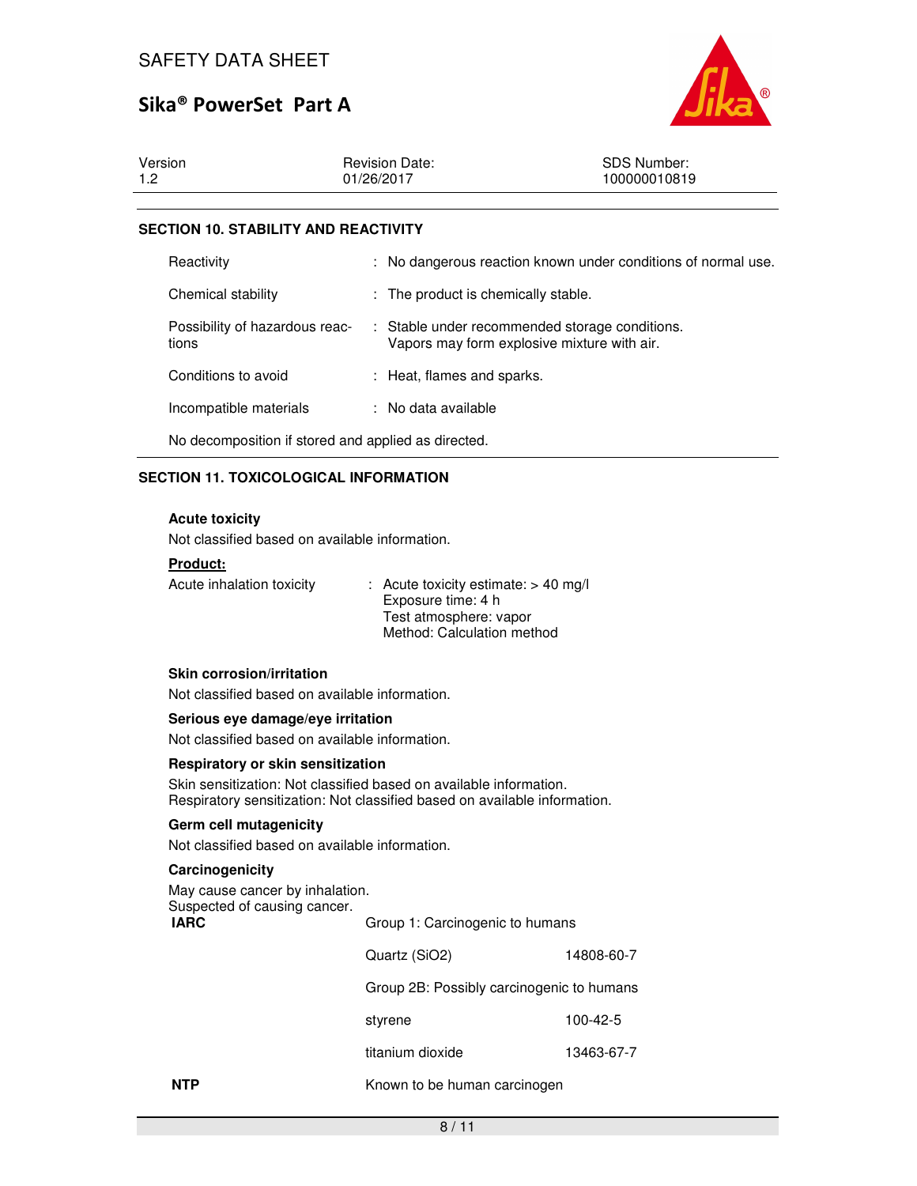## SECTION 10. STABILITY AND REACTIVITY

| | |
|---|---|
| Reactivity | : No dangerous reaction known under conditions of normal use. |
| Chemical stability | : The product is chemically stable. |
| Possibility of hazardous reactions | : Stable under recommended storage conditions. Vapors may form explosive mixture with air. |
| Conditions to avoid | : Heat, flames and sparks. |
| Incompatible materials | : No data available |

No decomposition if stored and applied as directed.

## SECTION 11. TOXICOLOGICAL INFORMATION

**Acute toxicity**

Not classified based on available information.

**Product:**

Acute inhalation toxicity : Acute toxicity estimate: > 40 mg/l
Exposure time: 4 h
Test atmosphere: vapor
Method: Calculation method

**Skin corrosion/irritation**

Not classified based on available information.

**Serious eye damage/eye irritation**

Not classified based on available information.

**Respiratory or skin sensitization**

Skin sensitization: Not classified based on available information.
Respiratory sensitization: Not classified based on available information.

**Germ cell mutagenicity**

Not classified based on available information.

**Carcinogenicity**

May cause cancer by inhalation.
Suspected of causing cancer.

| | | |
|---|---|---|
| **IARC** | Group 1: Carcinogenic to humans | |
| | Quartz ($SiO_2$) | 14808-60-7 |
| | Group 2B: Possibly carcinogenic to humans | |
| | styrene | 100-42-5 |
| | titanium dioxide | 13463-67-7 |
| **NTP** | Known to be human carcinogen | |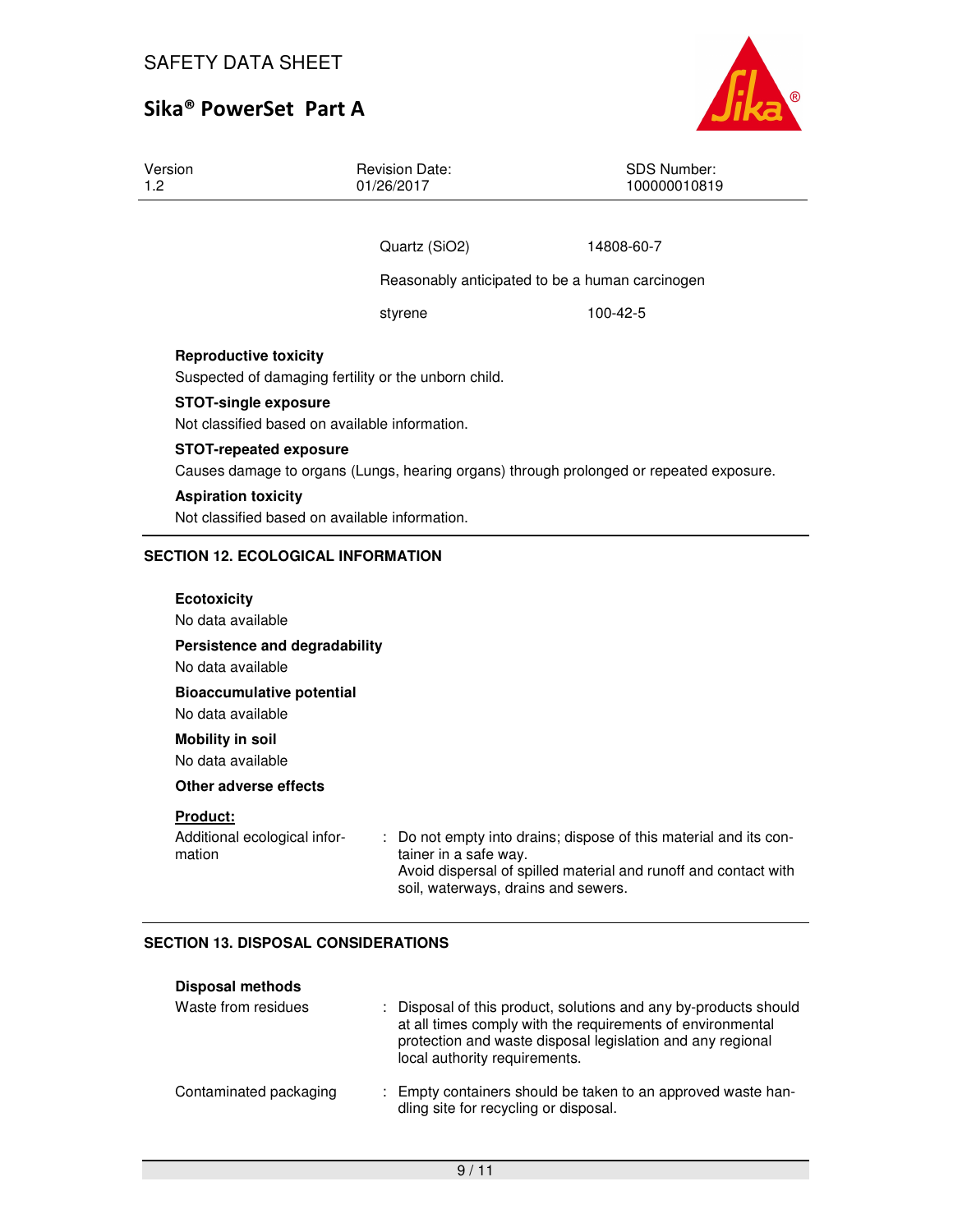| | | |
|---|---|---|
| | Quartz ($SiO_2$) | 14808-60-7 |
| | Reasonably anticipated to be a human carcinogen | |
| | styrene | 100-42-5 |

**Reproductive toxicity**

Suspected of damaging fertility or the unborn child.

**STOT-single exposure**

Not classified based on available information.

**STOT-repeated exposure**

Causes damage to organs (Lungs, hearing organs) through prolonged or repeated exposure.

**Aspiration toxicity**

Not classified based on available information.

## SECTION 12. ECOLOGICAL INFORMATION

**Ecotoxicity**

No data available

**Persistence and degradability**

No data available

**Bioaccumulative potential**

No data available

**Mobility in soil**

No data available

**Other adverse effects**

**Product:**

| | |
|---|---|
| Additional ecological information | : Do not empty into drains; dispose of this material and its container in a safe way. Avoid dispersal of spilled material and runoff and contact with soil, waterways, drains and sewers. |

## SECTION 13. DISPOSAL CONSIDERATIONS

**Disposal methods**

| | |
|---|---|
| Waste from residues | : Disposal of this product, solutions and any by-products should at all times comply with the requirements of environmental protection and waste disposal legislation and any regional local authority requirements. |
| Contaminated packaging | : Empty containers should be taken to an approved waste handling site for recycling or disposal. |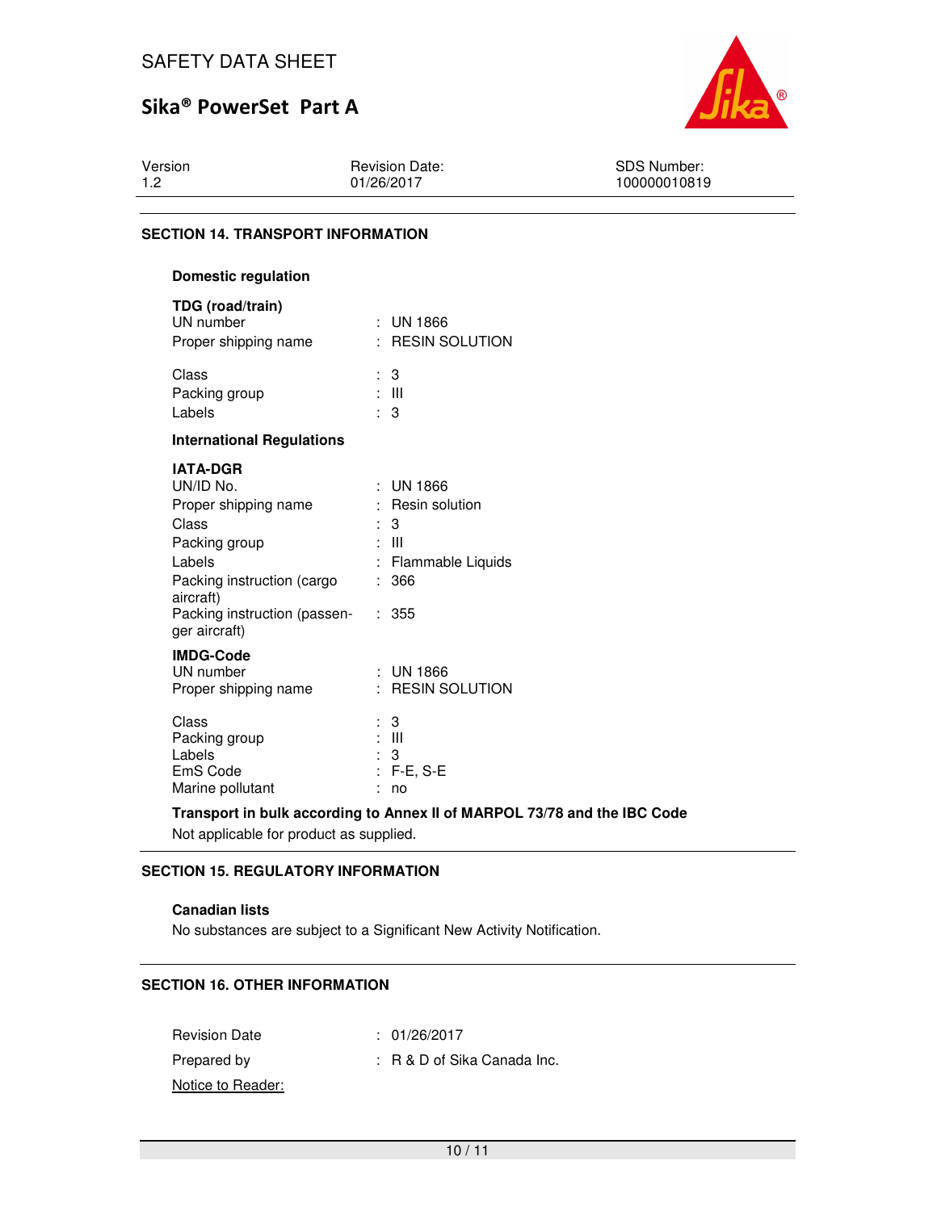## SECTION 14. TRANSPORT INFORMATION

### Domestic regulation

**TDG (road/train)**

| | | |
|---|---|---|
| UN number | : | UN 1866 |
| Proper shipping name | : | RESIN SOLUTION |
| Class | : | 3 |
| Packing group | : | III |
| Labels | : | 3 |

### International Regulations

**IATA-DGR**

| | | |
|---|---|---|
| UN/ID No. | : | UN 1866 |
| Proper shipping name | : | Resin solution |
| Class | : | 3 |
| Packing group | : | III |
| Labels | : | Flammable Liquids |
| Packing instruction (cargo aircraft) | : | 366 |
| Packing instruction (passenger aircraft) | : | 355 |

**IMDG-Code**

| | | |
|---|---|---|
| UN number | : | UN 1866 |
| Proper shipping name | : | RESIN SOLUTION |
| Class | : | 3 |
| Packing group | : | III |
| Labels | : | 3 |
| EmS Code | : | F-E, S-E |
| Marine pollutant | : | no |

**Transport in bulk according to Annex II of MARPOL 73/78 and the IBC Code**

Not applicable for product as supplied.

## SECTION 15. REGULATORY INFORMATION

**Canadian lists**

No substances are subject to a Significant New Activity Notification.

## SECTION 16. OTHER INFORMATION

| | | |
|---|---|---|
| Revision Date | : | 01/26/2017 |
| Prepared by | : | R & D of Sika Canada Inc. |

Notice to Reader: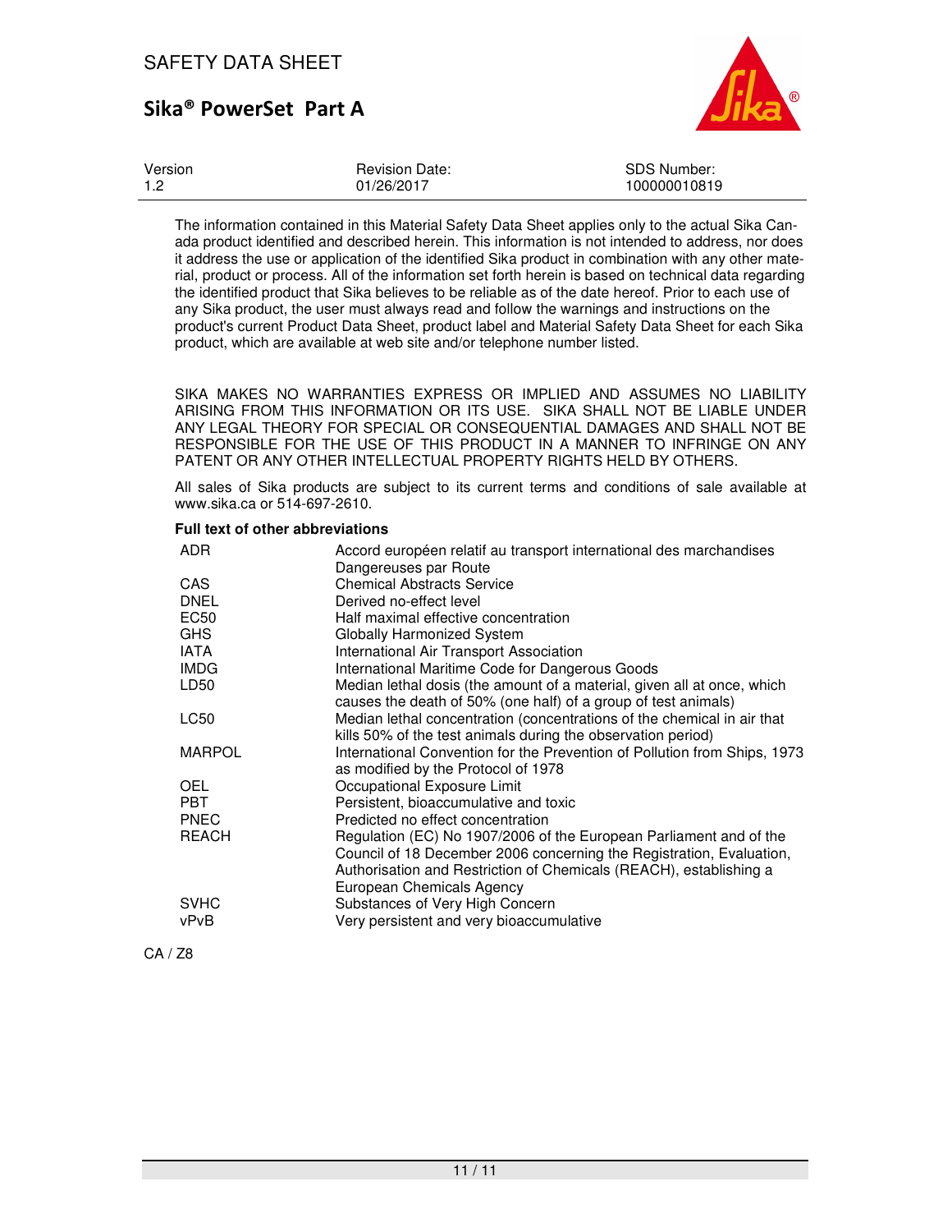The information contained in this Material Safety Data Sheet applies only to the actual Sika Canada product identified and described herein. This information is not intended to address, nor does it address the use or application of the identified Sika product in combination with any other material, product or process. All of the information set forth herein is based on technical data regarding the identified product that Sika believes to be reliable as of the date hereof. Prior to each use of any Sika product, the user must always read and follow the warnings and instructions on the product's current Product Data Sheet, product label and Material Safety Data Sheet for each Sika product, which are available at web site and/or telephone number listed.

SIKA MAKES NO WARRANTIES EXPRESS OR IMPLIED AND ASSUMES NO LIABILITY ARISING FROM THIS INFORMATION OR ITS USE. SIKA SHALL NOT BE LIABLE UNDER ANY LEGAL THEORY FOR SPECIAL OR CONSEQUENTIAL DAMAGES AND SHALL NOT BE RESPONSIBLE FOR THE USE OF THIS PRODUCT IN A MANNER TO INFRINGE ON ANY PATENT OR ANY OTHER INTELLECTUAL PROPERTY RIGHTS HELD BY OTHERS.

All sales of Sika products are subject to its current terms and conditions of sale available at www.sika.ca or 514-697-2610.

**Full text of other abbreviations**

| | |
|---|---|
| ADR | Accord européen relatif au transport international des marchandises Dangereuses par Route |
| CAS | Chemical Abstracts Service |
| DNEL | Derived no-effect level |
| EC50 | Half maximal effective concentration |
| GHS | Globally Harmonized System |
| IATA | International Air Transport Association |
| IMDG | International Maritime Code for Dangerous Goods |
| LD50 | Median lethal dosis (the amount of a material, given all at once, which causes the death of 50% (one half) of a group of test animals) |
| LC50 | Median lethal concentration (concentrations of the chemical in air that kills 50% of the test animals during the observation period) |
| MARPOL | International Convention for the Prevention of Pollution from Ships, 1973 as modified by the Protocol of 1978 |
| OEL | Occupational Exposure Limit |
| PBT | Persistent, bioaccumulative and toxic |
| PNEC | Predicted no effect concentration |
| REACH | Regulation (EC) No 1907/2006 of the European Parliament and of the Council of 18 December 2006 concerning the Registration, Evaluation, Authorisation and Restriction of Chemicals (REACH), establishing a European Chemicals Agency |
| SVHC | Substances of Very High Concern |
| vPvB | Very persistent and very bioaccumulative |

CA / Z8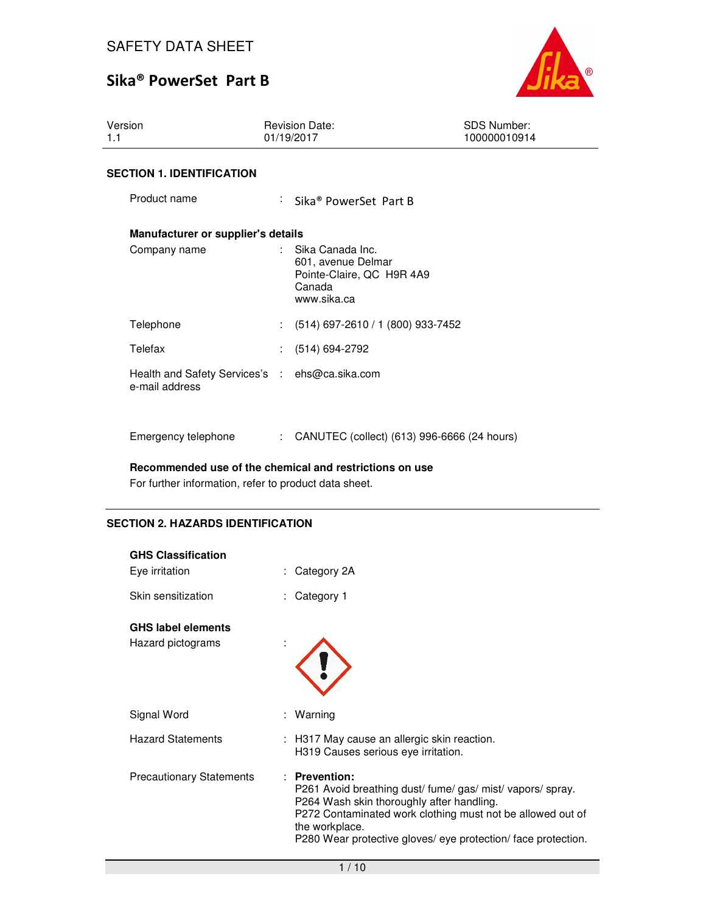SAFETY DATA SHEET

# Sika® PowerSet Part B

| Version | Revision Date: | SDS Number: |
|---|---|---|
| 1.1 | 01/19/2017 | 100000010914 |

## SECTION 1. IDENTIFICATION

Product name : Sika® PowerSet Part B

**Manufacturer or supplier's details**

Company name : Sika Canada Inc.
601, avenue Delmar
Pointe-Claire, QC H9R 4A9
Canada
www.sika.ca

Telephone : (514) 697-2610 / 1 (800) 933-7452

Telefax : (514) 694-2792

Health and Safety Services's e-mail address : ehs@ca.sika.com

Emergency telephone : CANUTEC (collect) (613) 996-6666 (24 hours)

**Recommended use of the chemical and restrictions on use**

For further information, refer to product data sheet.

## SECTION 2. HAZARDS IDENTIFICATION

**GHS Classification**

Eye irritation : Category 2A

Skin sensitization : Category 1

**GHS label elements**

Hazard pictograms :

Signal Word : Warning

Hazard Statements : H317 May cause an allergic skin reaction.
H319 Causes serious eye irritation.

Precautionary Statements : **Prevention:**
P261 Avoid breathing dust/ fume/ gas/ mist/ vapors/ spray.
P264 Wash skin thoroughly after handling.
P272 Contaminated work clothing must not be allowed out of the workplace.
P280 Wear protective gloves/ eye protection/ face protection.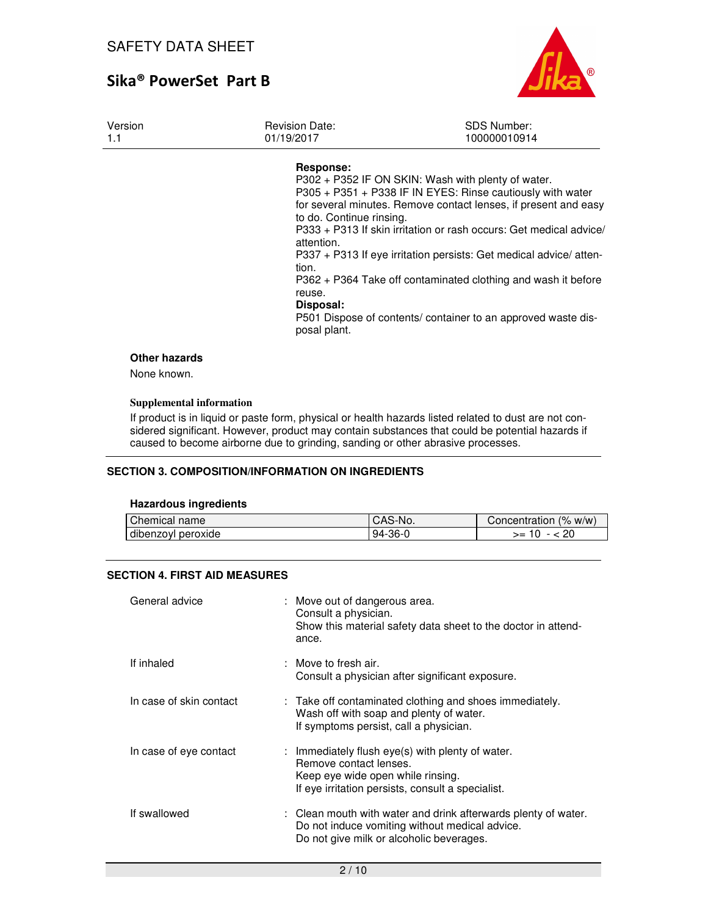**Response:**

P302 + P352 IF ON SKIN: Wash with plenty of water.
P305 + P351 + P338 IF IN EYES: Rinse cautiously with water for several minutes. Remove contact lenses, if present and easy to do. Continue rinsing.
P333 + P313 If skin irritation or rash occurs: Get medical advice/ attention.
P337 + P313 If eye irritation persists: Get medical advice/ attention.
P362 + P364 Take off contaminated clothing and wash it before reuse.

**Disposal:**

P501 Dispose of contents/ container to an approved waste disposal plant.

**Other hazards**

None known.

**Supplemental information**

If product is in liquid or paste form, physical or health hazards listed related to dust are not considered significant. However, product may contain substances that could be potential hazards if caused to become airborne due to grinding, sanding or other abrasive processes.

## SECTION 3. COMPOSITION/INFORMATION ON INGREDIENTS

**Hazardous ingredients**

| Chemical name | CAS-No. | Concentration (% w/w) |
|---|---|---|
| dibenzoyl peroxide | 94-36-0 | >= 10 - < 20 |

## SECTION 4. FIRST AID MEASURES

General advice : Move out of dangerous area.
Consult a physician.
Show this material safety data sheet to the doctor in attendance.

If inhaled : Move to fresh air.
Consult a physician after significant exposure.

In case of skin contact : Take off contaminated clothing and shoes immediately.
Wash off with soap and plenty of water.
If symptoms persist, call a physician.

In case of eye contact : Immediately flush eye(s) with plenty of water.
Remove contact lenses.
Keep eye wide open while rinsing.
If eye irritation persists, consult a specialist.

If swallowed : Clean mouth with water and drink afterwards plenty of water.
Do not induce vomiting without medical advice.
Do not give milk or alcoholic beverages.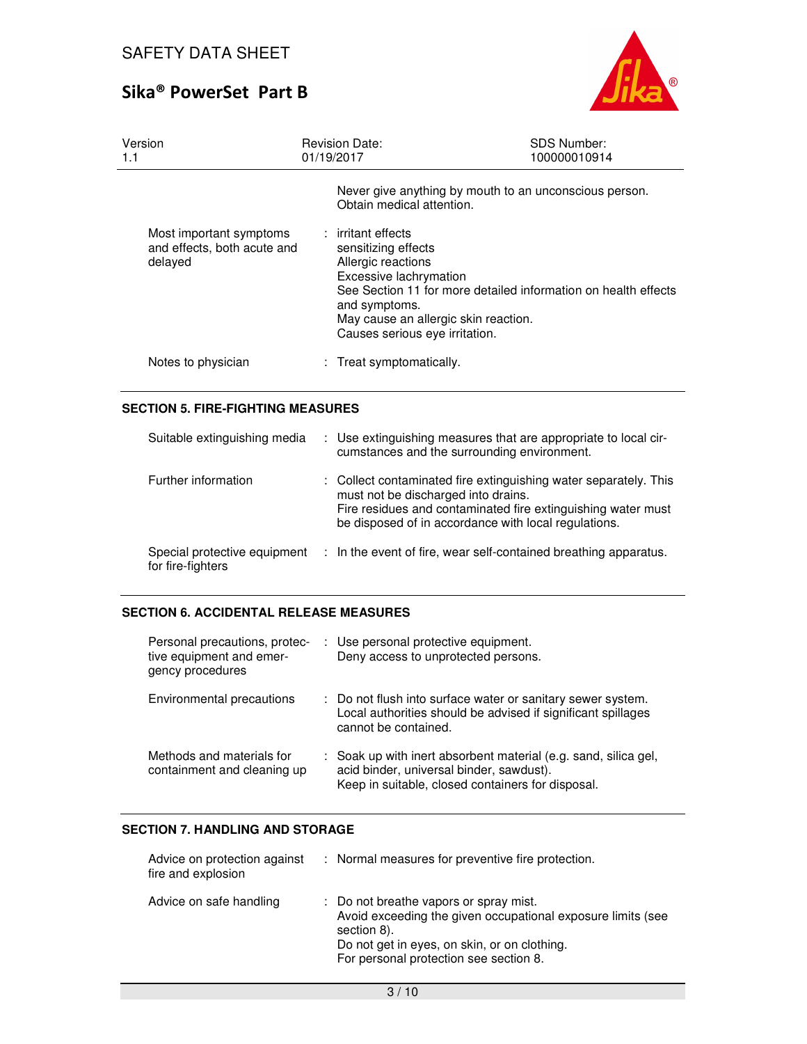Never give anything by mouth to an unconscious person.
Obtain medical attention.

| | |
|---|---|
| Most important symptoms and effects, both acute and delayed | : irritant effects<br>sensitizing effects<br>Allergic reactions<br>Excessive lachrymation<br>See Section 11 for more detailed information on health effects and symptoms.<br>May cause an allergic skin reaction.<br>Causes serious eye irritation. |
| Notes to physician | : Treat symptomatically. |

## SECTION 5. FIRE-FIGHTING MEASURES

| | |
|---|---|
| Suitable extinguishing media | : Use extinguishing measures that are appropriate to local circumstances and the surrounding environment. |
| Further information | : Collect contaminated fire extinguishing water separately. This must not be discharged into drains.<br>Fire residues and contaminated fire extinguishing water must be disposed of in accordance with local regulations. |
| Special protective equipment for fire-fighters | : In the event of fire, wear self-contained breathing apparatus. |

## SECTION 6. ACCIDENTAL RELEASE MEASURES

| | |
|---|---|
| Personal precautions, protective equipment and emergency procedures | : Use personal protective equipment.<br>Deny access to unprotected persons. |
| Environmental precautions | : Do not flush into surface water or sanitary sewer system.<br>Local authorities should be advised if significant spillages cannot be contained. |
| Methods and materials for containment and cleaning up | : Soak up with inert absorbent material (e.g. sand, silica gel, acid binder, universal binder, sawdust).<br>Keep in suitable, closed containers for disposal. |

## SECTION 7. HANDLING AND STORAGE

| | |
|---|---|
| Advice on protection against fire and explosion | : Normal measures for preventive fire protection. |
| Advice on safe handling | : Do not breathe vapors or spray mist.<br>Avoid exceeding the given occupational exposure limits (see section 8).<br>Do not get in eyes, on skin, or on clothing.<br>For personal protection see section 8. |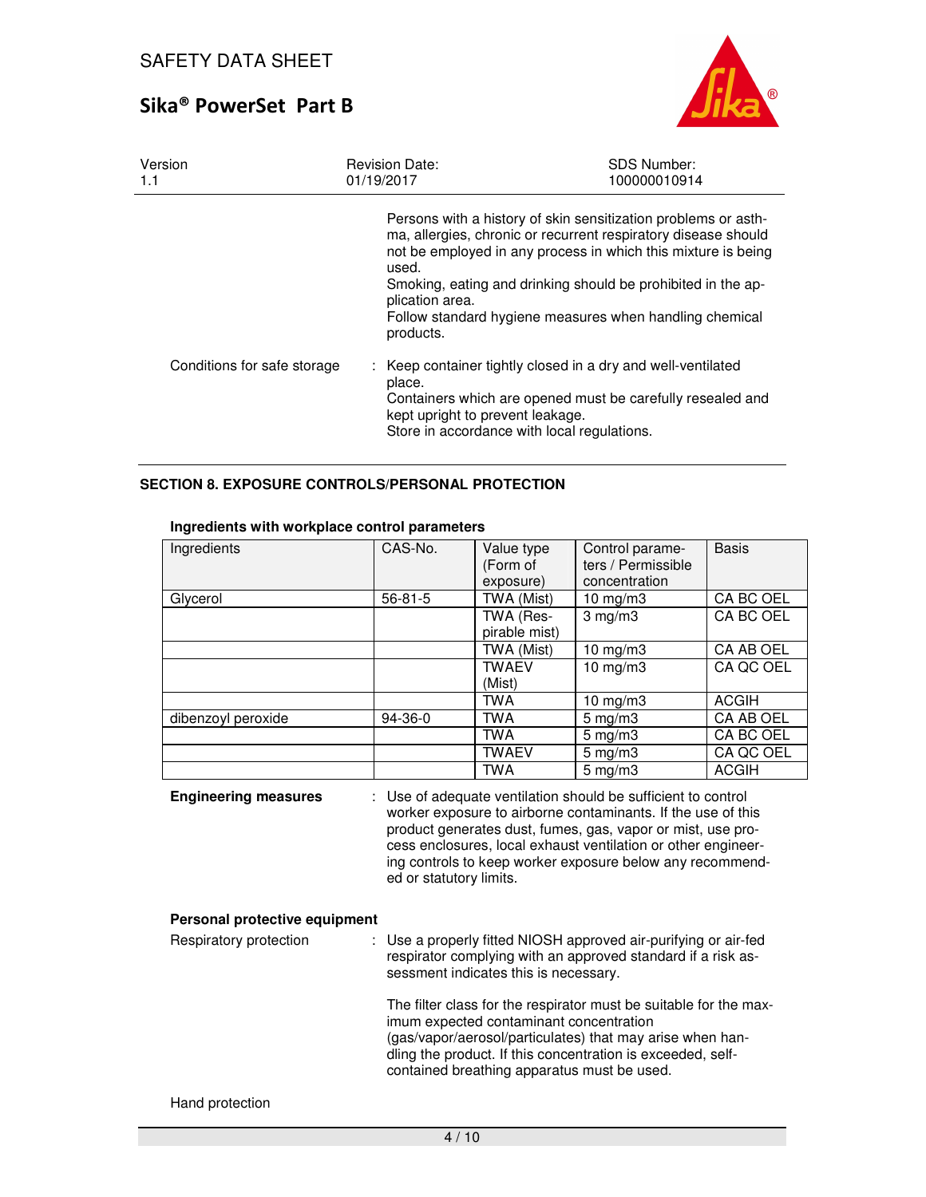| | |
|---|---|
| | Persons with a history of skin sensitization problems or asthma, allergies, chronic or recurrent respiratory disease should not be employed in any process in which this mixture is being used.<br>Smoking, eating and drinking should be prohibited in the application area.<br>Follow standard hygiene measures when handling chemical products. |
| Conditions for safe storage | : Keep container tightly closed in a dry and well-ventilated place.<br>Containers which are opened must be carefully resealed and kept upright to prevent leakage.<br>Store in accordance with local regulations. |

## SECTION 8. EXPOSURE CONTROLS/PERSONAL PROTECTION

**Ingredients with workplace control parameters**

| Ingredients | CAS-No. | Value type (Form of exposure) | Control parameters / Permissible concentration | Basis |
|---|---|---|---|---|
| Glycerol | 56-81-5 | TWA (Mist) | 10 mg/m3 | CA BC OEL |
| | | TWA (Respirable mist) | 3 mg/m3 | CA BC OEL |
| | | TWA (Mist) | 10 mg/m3 | CA AB OEL |
| | | TWAEV (Mist) | 10 mg/m3 | CA QC OEL |
| | | TWA | 10 mg/m3 | ACGIH |
| dibenzoyl peroxide | 94-36-0 | TWA | 5 mg/m3 | CA AB OEL |
| | | TWA | 5 mg/m3 | CA BC OEL |
| | | TWAEV | 5 mg/m3 | CA QC OEL |
| | | TWA | 5 mg/m3 | ACGIH |

| | |
|---|---|
| **Engineering measures** | : Use of adequate ventilation should be sufficient to control worker exposure to airborne contaminants. If the use of this product generates dust, fumes, gas, vapor or mist, use process enclosures, local exhaust ventilation or other engineering controls to keep worker exposure below any recommended or statutory limits. |

**Personal protective equipment**

| | |
|---|---|
| Respiratory protection | : Use a properly fitted NIOSH approved air-purifying or air-fed respirator complying with an approved standard if a risk assessment indicates this is necessary.<br><br>The filter class for the respirator must be suitable for the maximum expected contaminant concentration (gas/vapor/aerosol/particulates) that may arise when handling the product. If this concentration is exceeded, self-contained breathing apparatus must be used. |
| Hand protection | |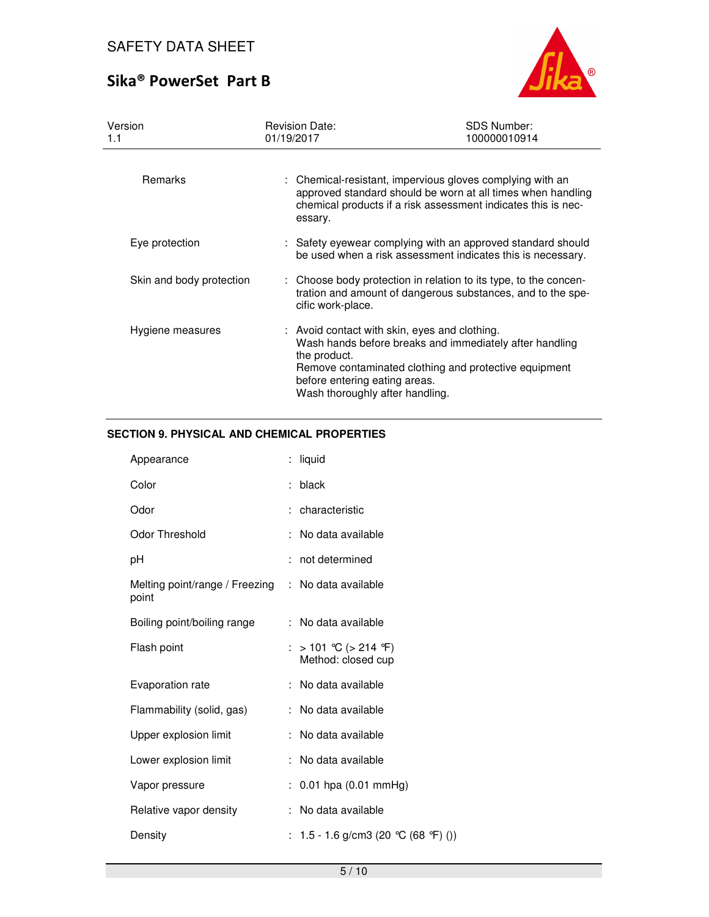| | | |
|---|---|---|
| Remarks | : | Chemical-resistant, impervious gloves complying with an approved standard should be worn at all times when handling chemical products if a risk assessment indicates this is necessary. |
| Eye protection | : | Safety eyewear complying with an approved standard should be used when a risk assessment indicates this is necessary. |
| Skin and body protection | : | Choose body protection in relation to its type, to the concentration and amount of dangerous substances, and to the specific work-place. |
| Hygiene measures | : | Avoid contact with skin, eyes and clothing.<br>Wash hands before breaks and immediately after handling the product.<br>Remove contaminated clothing and protective equipment before entering eating areas.<br>Wash thoroughly after handling. |

## SECTION 9. PHYSICAL AND CHEMICAL PROPERTIES

| | | |
|---|---|---|
| Appearance | : | liquid |
| Color | : | black |
| Odor | : | characteristic |
| Odor Threshold | : | No data available |
| pH | : | not determined |
| Melting point/range / Freezing point | : | No data available |
| Boiling point/boiling range | : | No data available |
| Flash point | : | > 101 °C (> 214 °F)<br>Method: closed cup |
| Evaporation rate | : | No data available |
| Flammability (solid, gas) | : | No data available |
| Upper explosion limit | : | No data available |
| Lower explosion limit | : | No data available |
| Vapor pressure | : | 0.01 hpa (0.01 mmHg) |
| Relative vapor density | : | No data available |
| Density | : | 1.5 - 1.6 g/cm3 (20 °C (68 °F) ()) |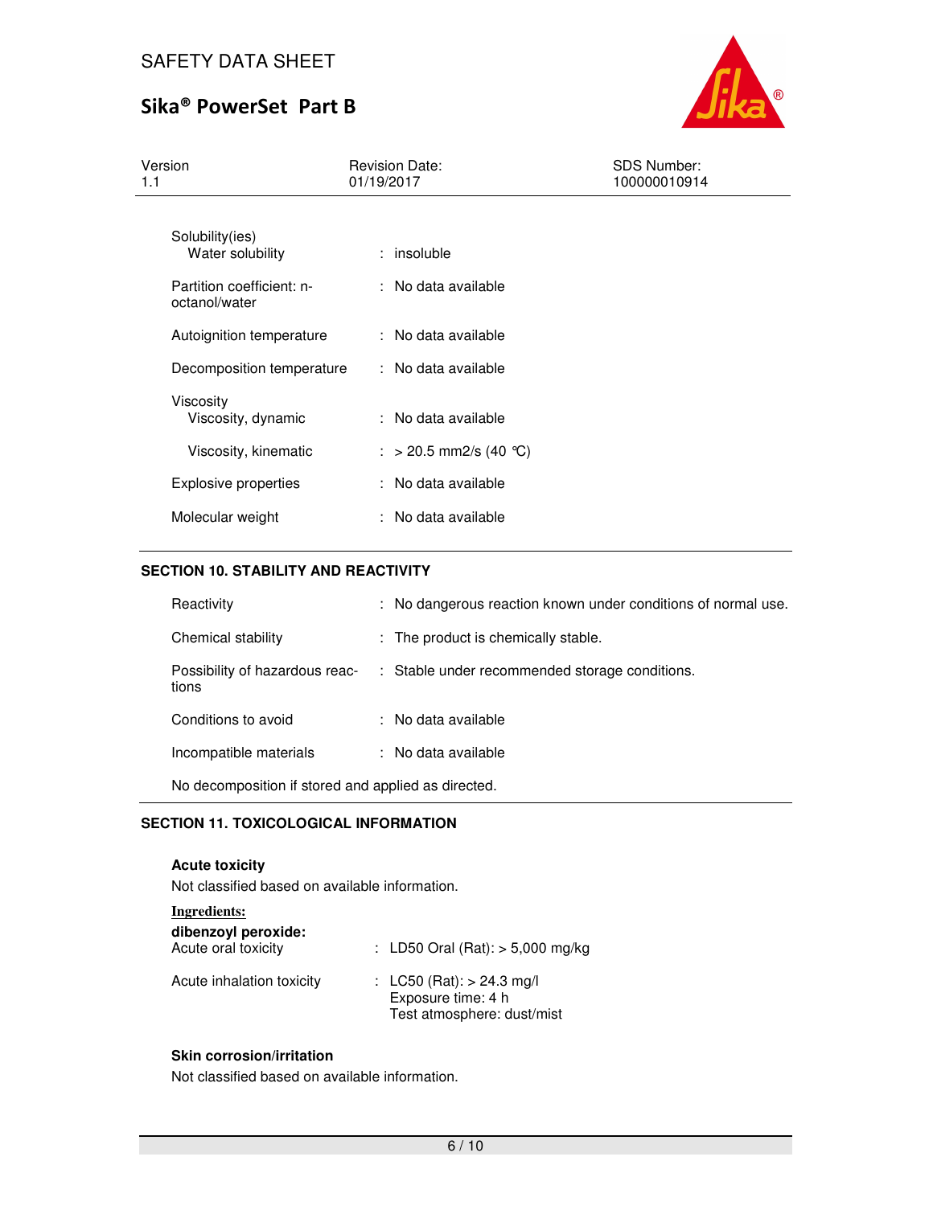| | |
|---|---|
| Solubility(ies) | |
| Water solubility | : insoluble |
| Partition coefficient: n-octanol/water | : No data available |
| Autoignition temperature | : No data available |
| Decomposition temperature | : No data available |
| Viscosity | |
| Viscosity, dynamic | : No data available |
| Viscosity, kinematic | : > 20.5 mm2/s (40 °C) |
| Explosive properties | : No data available |
| Molecular weight | : No data available |

## SECTION 10. STABILITY AND REACTIVITY

| | |
|---|---|
| Reactivity | : No dangerous reaction known under conditions of normal use. |
| Chemical stability | : The product is chemically stable. |
| Possibility of hazardous reactions | : Stable under recommended storage conditions. |
| Conditions to avoid | : No data available |
| Incompatible materials | : No data available |

No decomposition if stored and applied as directed.

## SECTION 11. TOXICOLOGICAL INFORMATION

**Acute toxicity**

Not classified based on available information.

**Ingredients:**

**dibenzoyl peroxide:**

| | |
|---|---|
| Acute oral toxicity | : LD50 Oral (Rat): > 5,000 mg/kg |
| Acute inhalation toxicity | : LC50 (Rat): > 24.3 mg/l<br>Exposure time: 4 h<br>Test atmosphere: dust/mist |

**Skin corrosion/irritation**

Not classified based on available information.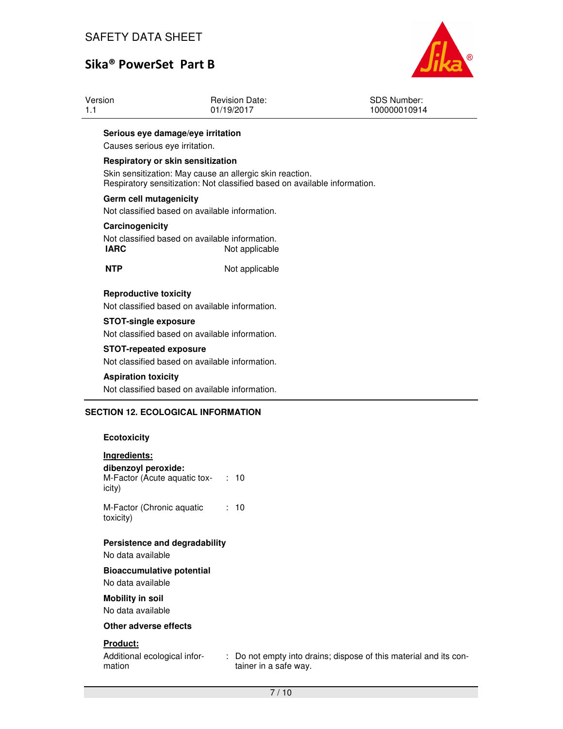**Serious eye damage/eye irritation**

Causes serious eye irritation.

**Respiratory or skin sensitization**

Skin sensitization: May cause an allergic skin reaction.
Respiratory sensitization: Not classified based on available information.

**Germ cell mutagenicity**

Not classified based on available information.

**Carcinogenicity**

Not classified based on available information.

| | |
|---|---|
| **IARC** | Not applicable |
| **NTP** | Not applicable |

**Reproductive toxicity**

Not classified based on available information.

**STOT-single exposure**

Not classified based on available information.

**STOT-repeated exposure**

Not classified based on available information.

**Aspiration toxicity**

Not classified based on available information.

## SECTION 12. ECOLOGICAL INFORMATION

**Ecotoxicity**

**Ingredients:**

**dibenzoyl peroxide:**

M-Factor (Acute aquatic toxicity) : 10

M-Factor (Chronic aquatic toxicity) : 10

**Persistence and degradability**

No data available

**Bioaccumulative potential**

No data available

**Mobility in soil**

No data available

**Other adverse effects**

**Product:**

Additional ecological information : Do not empty into drains; dispose of this material and its container in a safe way.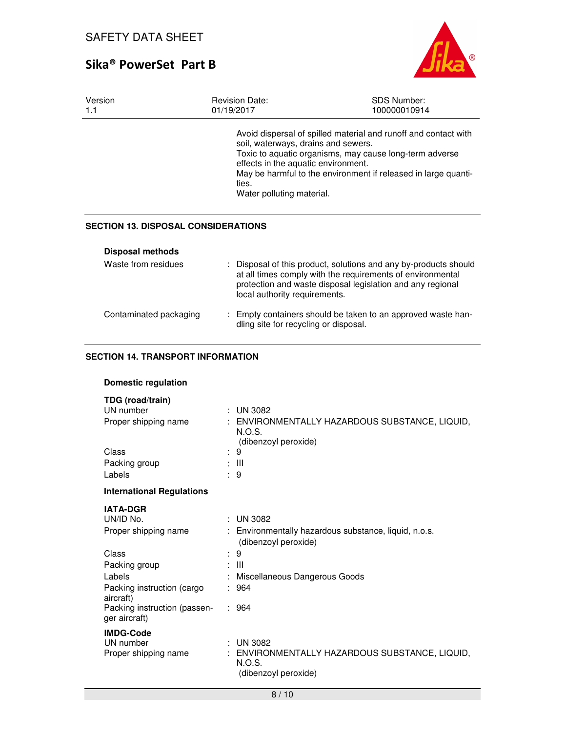Avoid dispersal of spilled material and runoff and contact with soil, waterways, drains and sewers.
Toxic to aquatic organisms, may cause long-term adverse effects in the aquatic environment.
May be harmful to the environment if released in large quantities.
Water polluting material.

## SECTION 13. DISPOSAL CONSIDERATIONS

**Disposal methods**

| | |
|---|---|
| Waste from residues | : Disposal of this product, solutions and any by-products should at all times comply with the requirements of environmental protection and waste disposal legislation and any regional local authority requirements. |
| Contaminated packaging | : Empty containers should be taken to an approved waste handling site for recycling or disposal. |

## SECTION 14. TRANSPORT INFORMATION

**Domestic regulation**

**TDG (road/train)**

| | |
|---|---|
| UN number | : UN 3082 |
| Proper shipping name | : ENVIRONMENTALLY HAZARDOUS SUBSTANCE, LIQUID, N.O.S. (dibenzoyl peroxide) |
| Class | : 9 |
| Packing group | : III |
| Labels | : 9 |

**International Regulations**

**IATA-DGR**

| | |
|---|---|
| UN/ID No. | : UN 3082 |
| Proper shipping name | : Environmentally hazardous substance, liquid, n.o.s. (dibenzoyl peroxide) |
| Class | : 9 |
| Packing group | : III |
| Labels | : Miscellaneous Dangerous Goods |
| Packing instruction (cargo aircraft) | : 964 |
| Packing instruction (passenger aircraft) | : 964 |

**IMDG-Code**

| | |
|---|---|
| UN number | : UN 3082 |
| Proper shipping name | : ENVIRONMENTALLY HAZARDOUS SUBSTANCE, LIQUID, N.O.S. (dibenzoyl peroxide) |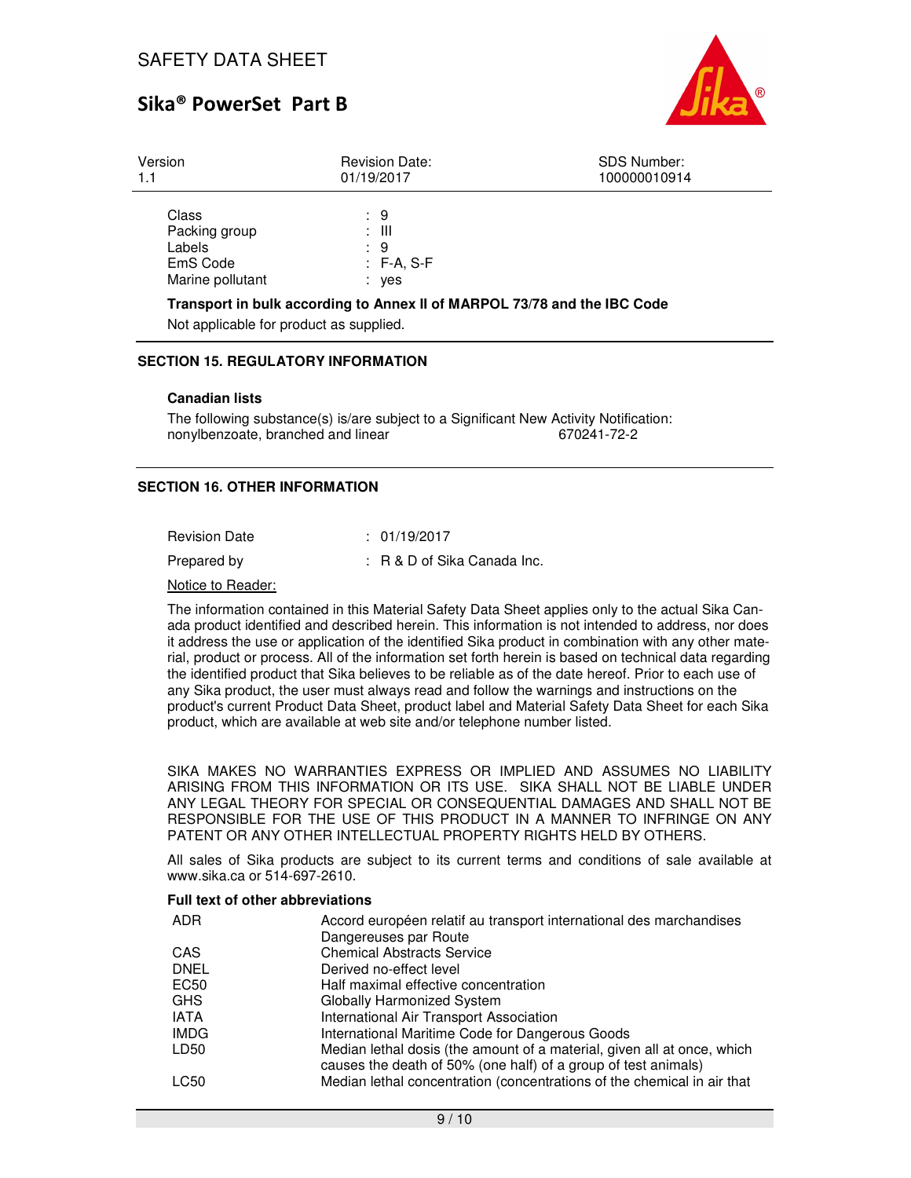| Version | Revision Date: | SDS Number: |
| --- | --- | --- |
| 1.1 | 01/19/2017 | 100000010914 |

| | |
| --- | --- |
| Class | : 9 |
| Packing group | : III |
| Labels | : 9 |
| EmS Code | : F-A, S-F |
| Marine pollutant | : yes |

**Transport in bulk according to Annex II of MARPOL 73/78 and the IBC Code**

Not applicable for product as supplied.

## SECTION 15. REGULATORY INFORMATION

**Canadian lists**

The following substance(s) is/are subject to a Significant New Activity Notification:
nonylbenzoate, branched and linear 670241-72-2

## SECTION 16. OTHER INFORMATION

| | |
| --- | --- |
| Revision Date | : 01/19/2017 |
| Prepared by | : R & D of Sika Canada Inc. |

Notice to Reader:

The information contained in this Material Safety Data Sheet applies only to the actual Sika Canada product identified and described herein. This information is not intended to address, nor does it address the use or application of the identified Sika product in combination with any other material, product or process. All of the information set forth herein is based on technical data regarding the identified product that Sika believes to be reliable as of the date hereof. Prior to each use of any Sika product, the user must always read and follow the warnings and instructions on the product's current Product Data Sheet, product label and Material Safety Data Sheet for each Sika product, which are available at web site and/or telephone number listed.

SIKA MAKES NO WARRANTIES EXPRESS OR IMPLIED AND ASSUMES NO LIABILITY ARISING FROM THIS INFORMATION OR ITS USE. SIKA SHALL NOT BE LIABLE UNDER ANY LEGAL THEORY FOR SPECIAL OR CONSEQUENTIAL DAMAGES AND SHALL NOT BE RESPONSIBLE FOR THE USE OF THIS PRODUCT IN A MANNER TO INFRINGE ON ANY PATENT OR ANY OTHER INTELLECTUAL PROPERTY RIGHTS HELD BY OTHERS.

All sales of Sika products are subject to its current terms and conditions of sale available at www.sika.ca or 514-697-2610.

**Full text of other abbreviations**

| | |
| --- | --- |
| ADR | Accord européen relatif au transport international des marchandises Dangereuses par Route |
| CAS | Chemical Abstracts Service |
| DNEL | Derived no-effect level |
| EC50 | Half maximal effective concentration |
| GHS | Globally Harmonized System |
| IATA | International Air Transport Association |
| IMDG | International Maritime Code for Dangerous Goods |
| LD50 | Median lethal dosis (the amount of a material, given all at once, which causes the death of 50% (one half) of a group of test animals) |
| LC50 | Median lethal concentration (concentrations of the chemical in air that |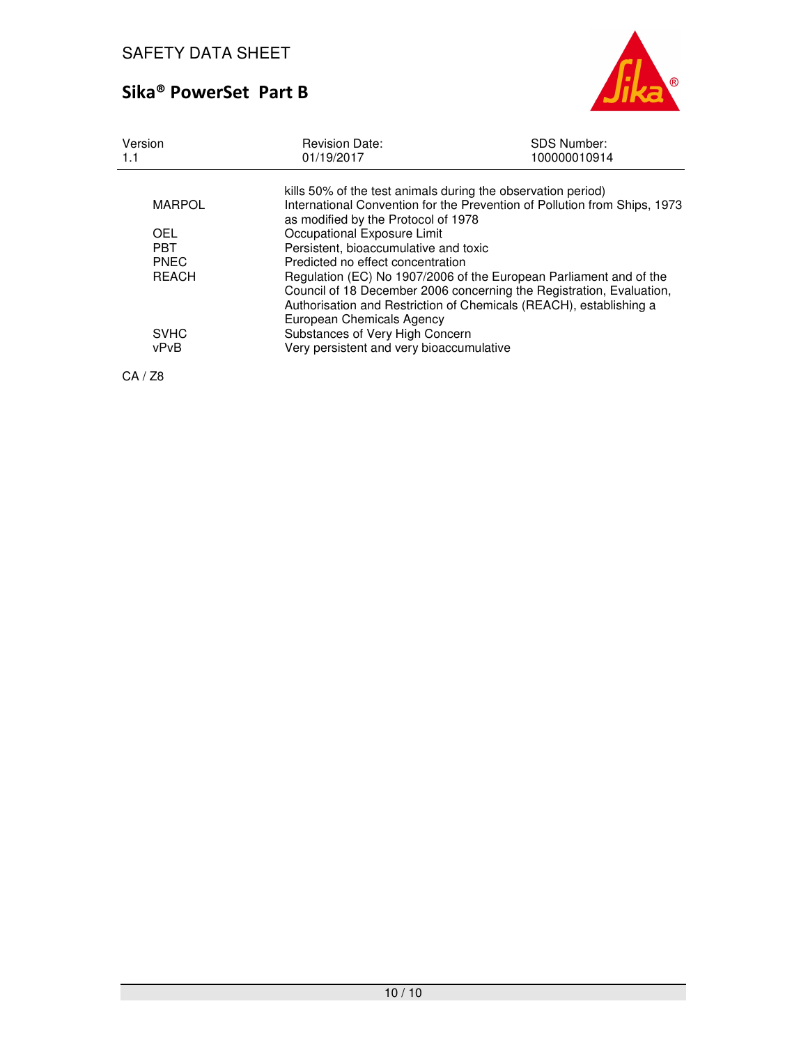| | |
|---|---|
| | kills 50% of the test animals during the observation period) |
| MARPOL | International Convention for the Prevention of Pollution from Ships, 1973 as modified by the Protocol of 1978 |
| OEL | Occupational Exposure Limit |
| PBT | Persistent, bioaccumulative and toxic |
| PNEC | Predicted no effect concentration |
| REACH | Regulation (EC) No 1907/2006 of the European Parliament and of the Council of 18 December 2006 concerning the Registration, Evaluation, Authorisation and Restriction of Chemicals (REACH), establishing a European Chemicals Agency |
| SVHC | Substances of Very High Concern |
| vPvB | Very persistent and very bioaccumulative |

CA / Z8